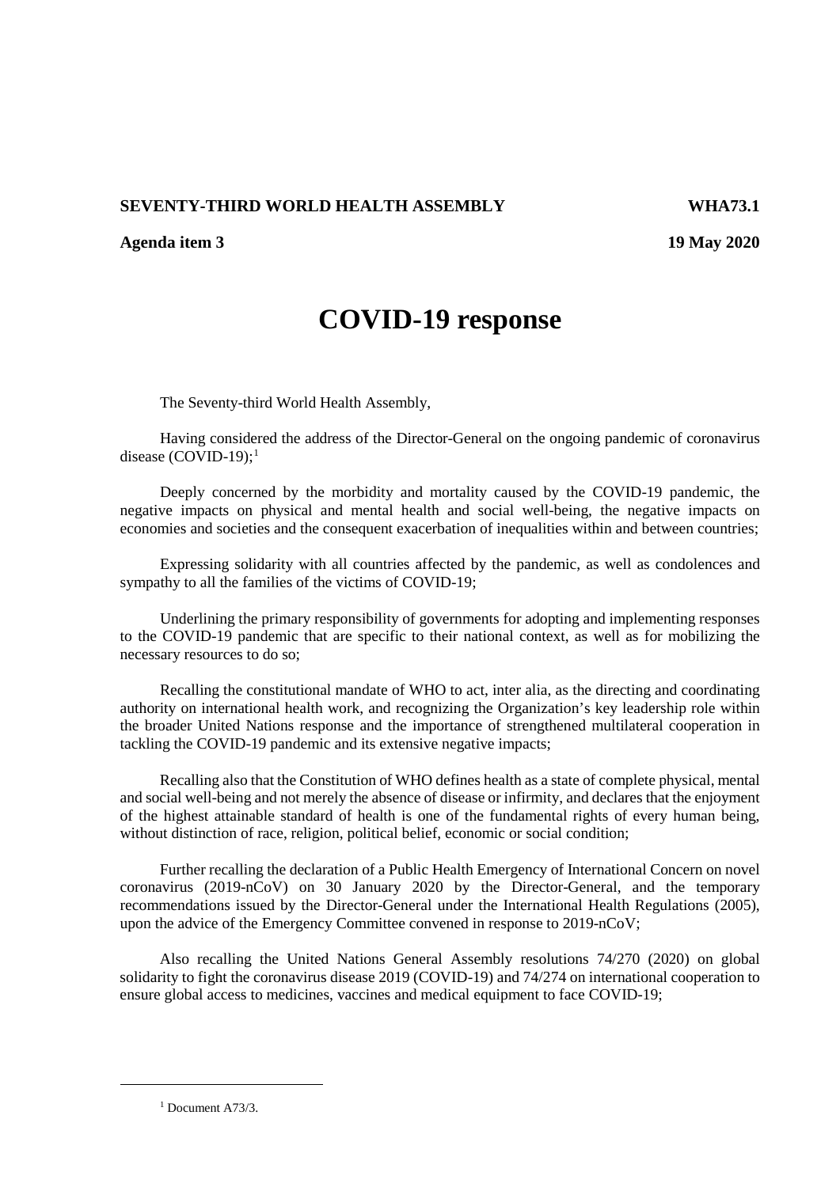**SEVENTY-THIRD WORLD HEALTH ASSEMBLY** **WHA73.1**

**Agenda item 3** **19 May 2020**

# COVID-19 response

The Seventy-third World Health Assembly,

Having considered the address of the Director-General on the ongoing pandemic of coronavirus disease (COVID-19);[1]

Deeply concerned by the morbidity and mortality caused by the COVID-19 pandemic, the negative impacts on physical and mental health and social well-being, the negative impacts on economies and societies and the consequent exacerbation of inequalities within and between countries;

Expressing solidarity with all countries affected by the pandemic, as well as condolences and sympathy to all the families of the victims of COVID-19;

Underlining the primary responsibility of governments for adopting and implementing responses to the COVID-19 pandemic that are specific to their national context, as well as for mobilizing the necessary resources to do so;

Recalling the constitutional mandate of WHO to act, inter alia, as the directing and coordinating authority on international health work, and recognizing the Organization's key leadership role within the broader United Nations response and the importance of strengthened multilateral cooperation in tackling the COVID-19 pandemic and its extensive negative impacts;

Recalling also that the Constitution of WHO defines health as a state of complete physical, mental and social well-being and not merely the absence of disease or infirmity, and declares that the enjoyment of the highest attainable standard of health is one of the fundamental rights of every human being, without distinction of race, religion, political belief, economic or social condition;

Further recalling the declaration of a Public Health Emergency of International Concern on novel coronavirus (2019-nCoV) on 30 January 2020 by the Director-General, and the temporary recommendations issued by the Director-General under the International Health Regulations (2005), upon the advice of the Emergency Committee convened in response to 2019-nCoV;

Also recalling the United Nations General Assembly resolutions 74/270 (2020) on global solidarity to fight the coronavirus disease 2019 (COVID-19) and 74/274 on international cooperation to ensure global access to medicines, vaccines and medical equipment to face COVID-19;

---

[1] Document A73/3.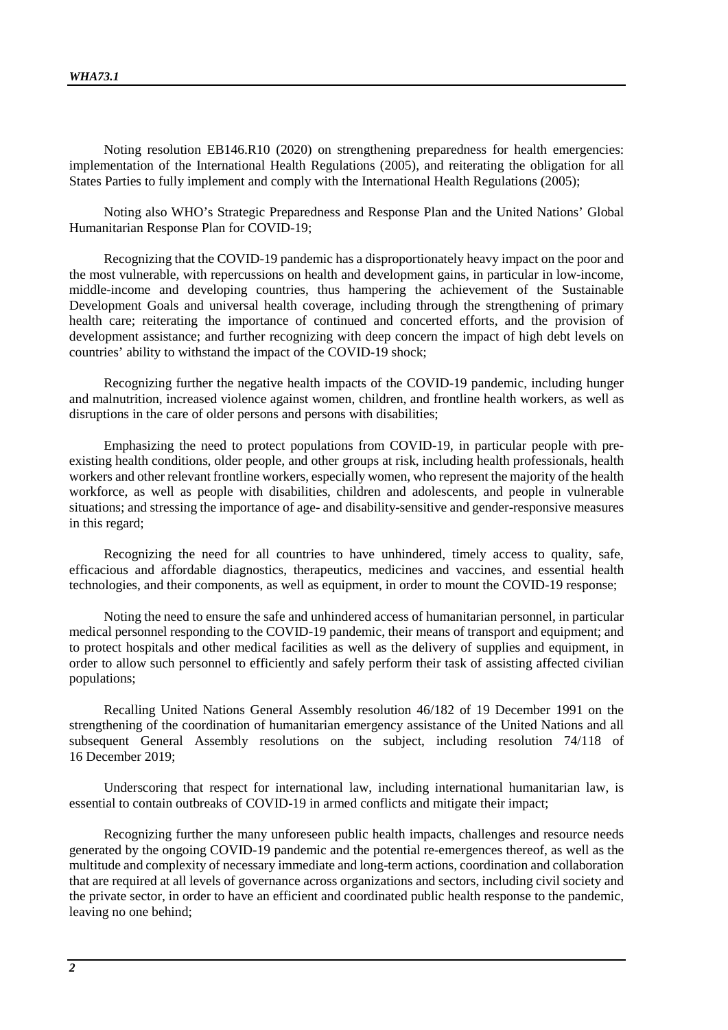Noting resolution EB146.R10 (2020) on strengthening preparedness for health emergencies: implementation of the International Health Regulations (2005), and reiterating the obligation for all States Parties to fully implement and comply with the International Health Regulations (2005);

Noting also WHO's Strategic Preparedness and Response Plan and the United Nations' Global Humanitarian Response Plan for COVID-19;

Recognizing that the COVID-19 pandemic has a disproportionately heavy impact on the poor and the most vulnerable, with repercussions on health and development gains, in particular in low-income, middle-income and developing countries, thus hampering the achievement of the Sustainable Development Goals and universal health coverage, including through the strengthening of primary health care; reiterating the importance of continued and concerted efforts, and the provision of development assistance; and further recognizing with deep concern the impact of high debt levels on countries' ability to withstand the impact of the COVID-19 shock;

Recognizing further the negative health impacts of the COVID-19 pandemic, including hunger and malnutrition, increased violence against women, children, and frontline health workers, as well as disruptions in the care of older persons and persons with disabilities;

Emphasizing the need to protect populations from COVID-19, in particular people with pre-existing health conditions, older people, and other groups at risk, including health professionals, health workers and other relevant frontline workers, especially women, who represent the majority of the health workforce, as well as people with disabilities, children and adolescents, and people in vulnerable situations; and stressing the importance of age- and disability-sensitive and gender-responsive measures in this regard;

Recognizing the need for all countries to have unhindered, timely access to quality, safe, efficacious and affordable diagnostics, therapeutics, medicines and vaccines, and essential health technologies, and their components, as well as equipment, in order to mount the COVID-19 response;

Noting the need to ensure the safe and unhindered access of humanitarian personnel, in particular medical personnel responding to the COVID-19 pandemic, their means of transport and equipment; and to protect hospitals and other medical facilities as well as the delivery of supplies and equipment, in order to allow such personnel to efficiently and safely perform their task of assisting affected civilian populations;

Recalling United Nations General Assembly resolution 46/182 of 19 December 1991 on the strengthening of the coordination of humanitarian emergency assistance of the United Nations and all subsequent General Assembly resolutions on the subject, including resolution 74/118 of 16 December 2019;

Underscoring that respect for international law, including international humanitarian law, is essential to contain outbreaks of COVID-19 in armed conflicts and mitigate their impact;

Recognizing further the many unforeseen public health impacts, challenges and resource needs generated by the ongoing COVID-19 pandemic and the potential re-emergences thereof, as well as the multitude and complexity of necessary immediate and long-term actions, coordination and collaboration that are required at all levels of governance across organizations and sectors, including civil society and the private sector, in order to have an efficient and coordinated public health response to the pandemic, leaving no one behind;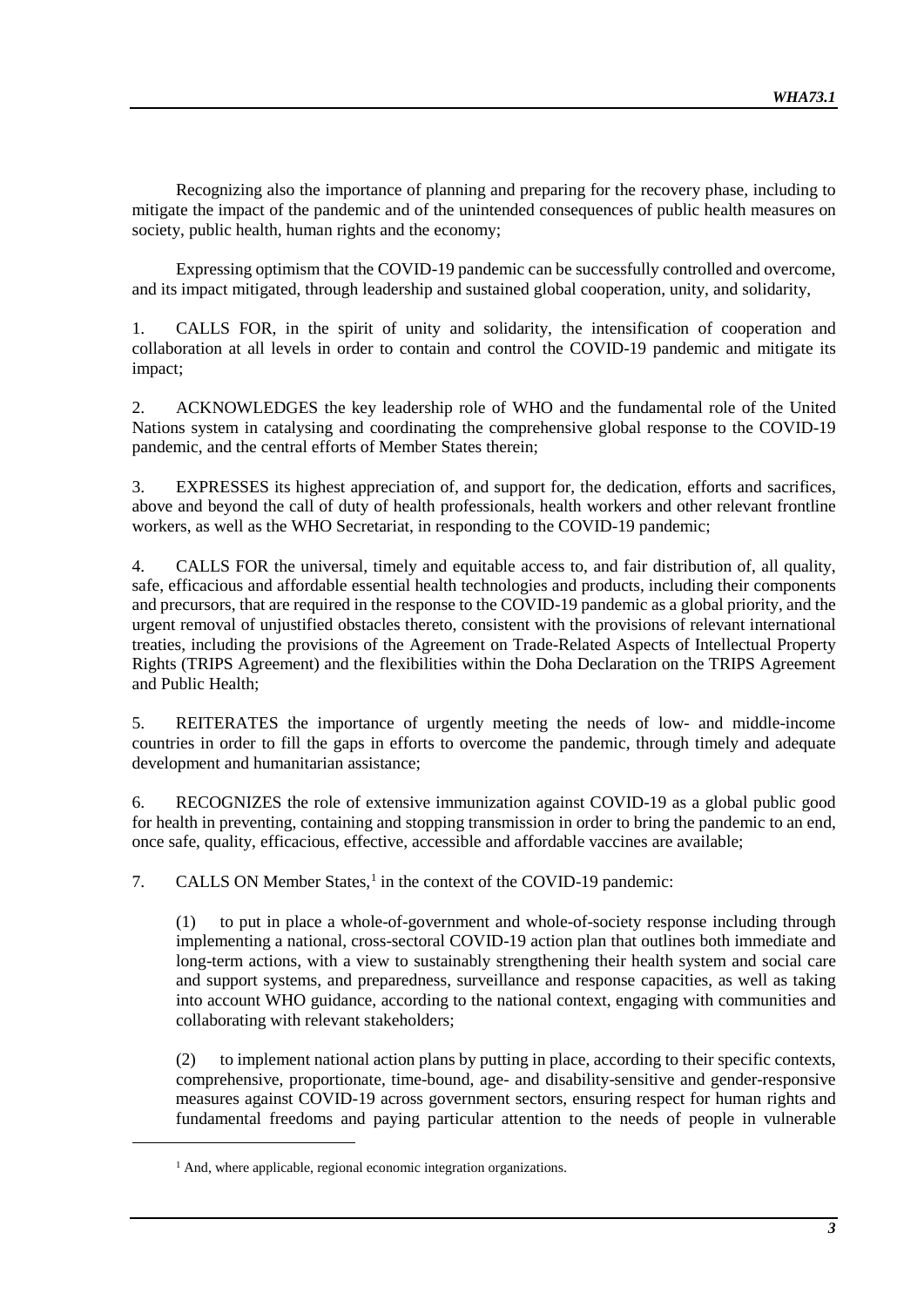Recognizing also the importance of planning and preparing for the recovery phase, including to mitigate the impact of the pandemic and of the unintended consequences of public health measures on society, public health, human rights and the economy;

Expressing optimism that the COVID-19 pandemic can be successfully controlled and overcome, and its impact mitigated, through leadership and sustained global cooperation, unity, and solidarity,

1. CALLS FOR, in the spirit of unity and solidarity, the intensification of cooperation and collaboration at all levels in order to contain and control the COVID-19 pandemic and mitigate its impact;

2. ACKNOWLEDGES the key leadership role of WHO and the fundamental role of the United Nations system in catalysing and coordinating the comprehensive global response to the COVID-19 pandemic, and the central efforts of Member States therein;

3. EXPRESSES its highest appreciation of, and support for, the dedication, efforts and sacrifices, above and beyond the call of duty of health professionals, health workers and other relevant frontline workers, as well as the WHO Secretariat, in responding to the COVID-19 pandemic;

4. CALLS FOR the universal, timely and equitable access to, and fair distribution of, all quality, safe, efficacious and affordable essential health technologies and products, including their components and precursors, that are required in the response to the COVID-19 pandemic as a global priority, and the urgent removal of unjustified obstacles thereto, consistent with the provisions of relevant international treaties, including the provisions of the Agreement on Trade-Related Aspects of Intellectual Property Rights (TRIPS Agreement) and the flexibilities within the Doha Declaration on the TRIPS Agreement and Public Health;

5. REITERATES the importance of urgently meeting the needs of low- and middle-income countries in order to fill the gaps in efforts to overcome the pandemic, through timely and adequate development and humanitarian assistance;

6. RECOGNIZES the role of extensive immunization against COVID-19 as a global public good for health in preventing, containing and stopping transmission in order to bring the pandemic to an end, once safe, quality, efficacious, effective, accessible and affordable vaccines are available;

7. CALLS ON Member States,[1] in the context of the COVID-19 pandemic:

(1) to put in place a whole-of-government and whole-of-society response including through implementing a national, cross-sectoral COVID-19 action plan that outlines both immediate and long-term actions, with a view to sustainably strengthening their health system and social care and support systems, and preparedness, surveillance and response capacities, as well as taking into account WHO guidance, according to the national context, engaging with communities and collaborating with relevant stakeholders;

(2) to implement national action plans by putting in place, according to their specific contexts, comprehensive, proportionate, time-bound, age- and disability-sensitive and gender-responsive measures against COVID-19 across government sectors, ensuring respect for human rights and fundamental freedoms and paying particular attention to the needs of people in vulnerable

[1] And, where applicable, regional economic integration organizations.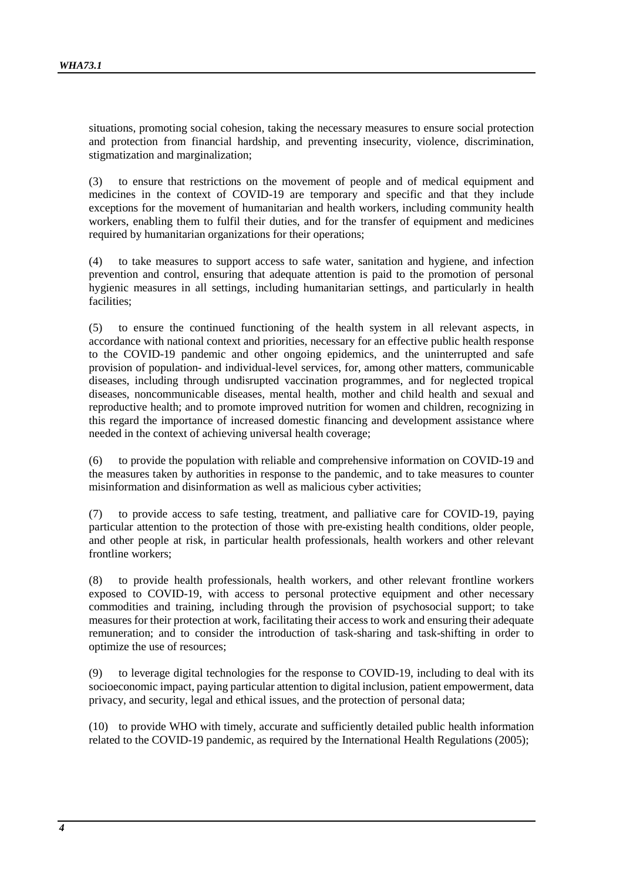situations, promoting social cohesion, taking the necessary measures to ensure social protection and protection from financial hardship, and preventing insecurity, violence, discrimination, stigmatization and marginalization;

(3) to ensure that restrictions on the movement of people and of medical equipment and medicines in the context of COVID-19 are temporary and specific and that they include exceptions for the movement of humanitarian and health workers, including community health workers, enabling them to fulfil their duties, and for the transfer of equipment and medicines required by humanitarian organizations for their operations;

(4) to take measures to support access to safe water, sanitation and hygiene, and infection prevention and control, ensuring that adequate attention is paid to the promotion of personal hygienic measures in all settings, including humanitarian settings, and particularly in health facilities;

(5) to ensure the continued functioning of the health system in all relevant aspects, in accordance with national context and priorities, necessary for an effective public health response to the COVID-19 pandemic and other ongoing epidemics, and the uninterrupted and safe provision of population- and individual-level services, for, among other matters, communicable diseases, including through undisrupted vaccination programmes, and for neglected tropical diseases, noncommunicable diseases, mental health, mother and child health and sexual and reproductive health; and to promote improved nutrition for women and children, recognizing in this regard the importance of increased domestic financing and development assistance where needed in the context of achieving universal health coverage;

(6) to provide the population with reliable and comprehensive information on COVID-19 and the measures taken by authorities in response to the pandemic, and to take measures to counter misinformation and disinformation as well as malicious cyber activities;

(7) to provide access to safe testing, treatment, and palliative care for COVID-19, paying particular attention to the protection of those with pre-existing health conditions, older people, and other people at risk, in particular health professionals, health workers and other relevant frontline workers;

(8) to provide health professionals, health workers, and other relevant frontline workers exposed to COVID-19, with access to personal protective equipment and other necessary commodities and training, including through the provision of psychosocial support; to take measures for their protection at work, facilitating their access to work and ensuring their adequate remuneration; and to consider the introduction of task-sharing and task-shifting in order to optimize the use of resources;

(9) to leverage digital technologies for the response to COVID-19, including to deal with its socioeconomic impact, paying particular attention to digital inclusion, patient empowerment, data privacy, and security, legal and ethical issues, and the protection of personal data;

(10) to provide WHO with timely, accurate and sufficiently detailed public health information related to the COVID-19 pandemic, as required by the International Health Regulations (2005);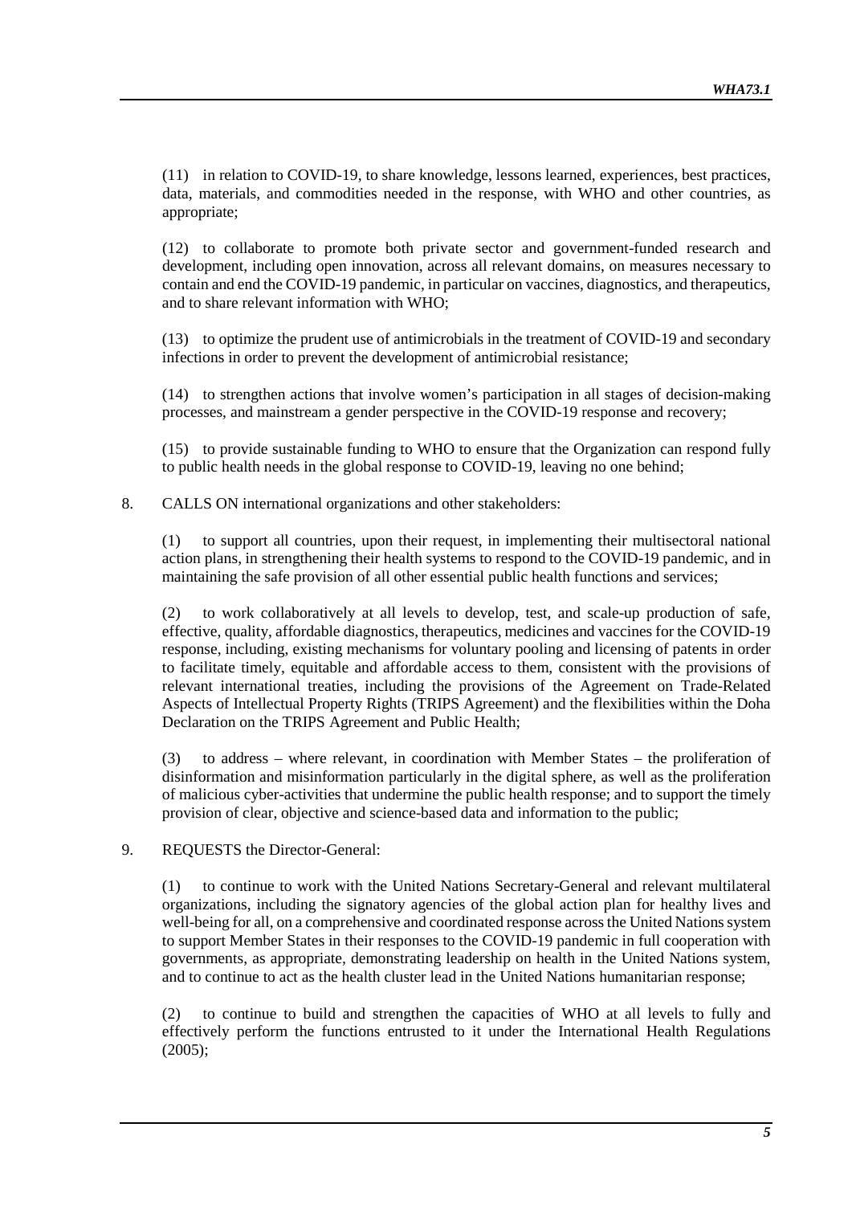(11) in relation to COVID-19, to share knowledge, lessons learned, experiences, best practices, data, materials, and commodities needed in the response, with WHO and other countries, as appropriate;

(12) to collaborate to promote both private sector and government-funded research and development, including open innovation, across all relevant domains, on measures necessary to contain and end the COVID-19 pandemic, in particular on vaccines, diagnostics, and therapeutics, and to share relevant information with WHO;

(13) to optimize the prudent use of antimicrobials in the treatment of COVID-19 and secondary infections in order to prevent the development of antimicrobial resistance;

(14) to strengthen actions that involve women's participation in all stages of decision-making processes, and mainstream a gender perspective in the COVID-19 response and recovery;

(15) to provide sustainable funding to WHO to ensure that the Organization can respond fully to public health needs in the global response to COVID-19, leaving no one behind;

8. CALLS ON international organizations and other stakeholders:

(1) to support all countries, upon their request, in implementing their multisectoral national action plans, in strengthening their health systems to respond to the COVID-19 pandemic, and in maintaining the safe provision of all other essential public health functions and services;

(2) to work collaboratively at all levels to develop, test, and scale-up production of safe, effective, quality, affordable diagnostics, therapeutics, medicines and vaccines for the COVID-19 response, including, existing mechanisms for voluntary pooling and licensing of patents in order to facilitate timely, equitable and affordable access to them, consistent with the provisions of relevant international treaties, including the provisions of the Agreement on Trade-Related Aspects of Intellectual Property Rights (TRIPS Agreement) and the flexibilities within the Doha Declaration on the TRIPS Agreement and Public Health;

(3) to address – where relevant, in coordination with Member States – the proliferation of disinformation and misinformation particularly in the digital sphere, as well as the proliferation of malicious cyber-activities that undermine the public health response; and to support the timely provision of clear, objective and science-based data and information to the public;

9. REQUESTS the Director-General:

(1) to continue to work with the United Nations Secretary-General and relevant multilateral organizations, including the signatory agencies of the global action plan for healthy lives and well-being for all, on a comprehensive and coordinated response across the United Nations system to support Member States in their responses to the COVID-19 pandemic in full cooperation with governments, as appropriate, demonstrating leadership on health in the United Nations system, and to continue to act as the health cluster lead in the United Nations humanitarian response;

(2) to continue to build and strengthen the capacities of WHO at all levels to fully and effectively perform the functions entrusted to it under the International Health Regulations (2005);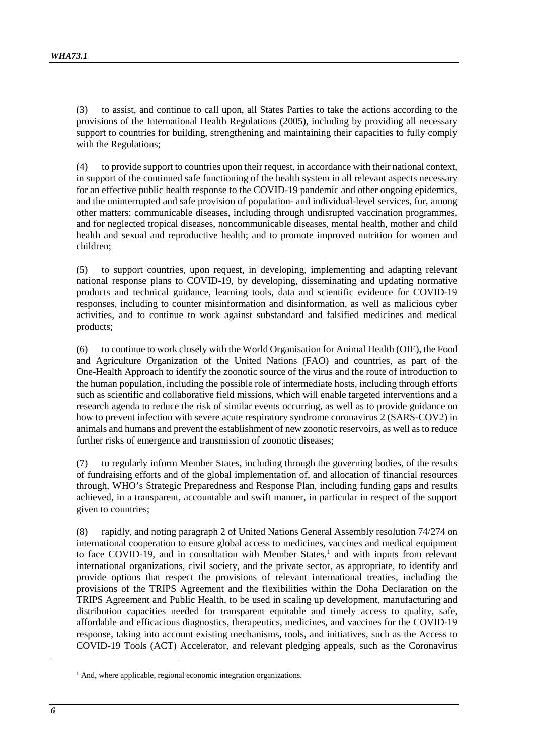(3) to assist, and continue to call upon, all States Parties to take the actions according to the provisions of the International Health Regulations (2005), including by providing all necessary support to countries for building, strengthening and maintaining their capacities to fully comply with the Regulations;

(4) to provide support to countries upon their request, in accordance with their national context, in support of the continued safe functioning of the health system in all relevant aspects necessary for an effective public health response to the COVID-19 pandemic and other ongoing epidemics, and the uninterrupted and safe provision of population- and individual-level services, for, among other matters: communicable diseases, including through undisrupted vaccination programmes, and for neglected tropical diseases, noncommunicable diseases, mental health, mother and child health and sexual and reproductive health; and to promote improved nutrition for women and children;

(5) to support countries, upon request, in developing, implementing and adapting relevant national response plans to COVID-19, by developing, disseminating and updating normative products and technical guidance, learning tools, data and scientific evidence for COVID-19 responses, including to counter misinformation and disinformation, as well as malicious cyber activities, and to continue to work against substandard and falsified medicines and medical products;

(6) to continue to work closely with the World Organisation for Animal Health (OIE), the Food and Agriculture Organization of the United Nations (FAO) and countries, as part of the One-Health Approach to identify the zoonotic source of the virus and the route of introduction to the human population, including the possible role of intermediate hosts, including through efforts such as scientific and collaborative field missions, which will enable targeted interventions and a research agenda to reduce the risk of similar events occurring, as well as to provide guidance on how to prevent infection with severe acute respiratory syndrome coronavirus 2 (SARS-COV2) in animals and humans and prevent the establishment of new zoonotic reservoirs, as well as to reduce further risks of emergence and transmission of zoonotic diseases;

(7) to regularly inform Member States, including through the governing bodies, of the results of fundraising efforts and of the global implementation of, and allocation of financial resources through, WHO's Strategic Preparedness and Response Plan, including funding gaps and results achieved, in a transparent, accountable and swift manner, in particular in respect of the support given to countries;

(8) rapidly, and noting paragraph 2 of United Nations General Assembly resolution 74/274 on international cooperation to ensure global access to medicines, vaccines and medical equipment to face COVID-19, and in consultation with Member States,[1] and with inputs from relevant international organizations, civil society, and the private sector, as appropriate, to identify and provide options that respect the provisions of relevant international treaties, including the provisions of the TRIPS Agreement and the flexibilities within the Doha Declaration on the TRIPS Agreement and Public Health, to be used in scaling up development, manufacturing and distribution capacities needed for transparent equitable and timely access to quality, safe, affordable and efficacious diagnostics, therapeutics, medicines, and vaccines for the COVID-19 response, taking into account existing mechanisms, tools, and initiatives, such as the Access to COVID-19 Tools (ACT) Accelerator, and relevant pledging appeals, such as the Coronavirus

---

[1] And, where applicable, regional economic integration organizations.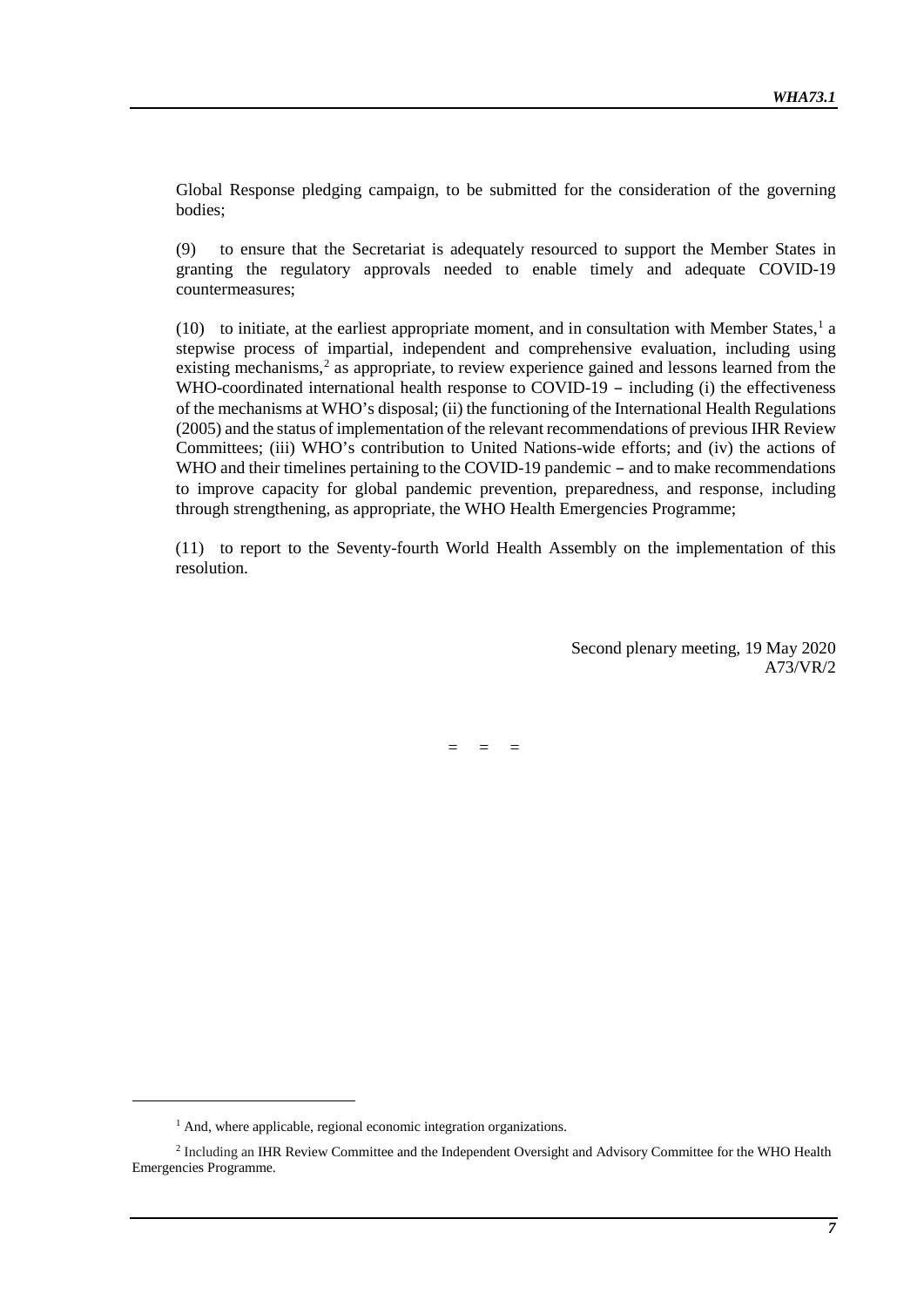Global Response pledging campaign, to be submitted for the consideration of the governing bodies;

(9) to ensure that the Secretariat is adequately resourced to support the Member States in granting the regulatory approvals needed to enable timely and adequate COVID-19 countermeasures;

(10) to initiate, at the earliest appropriate moment, and in consultation with Member States,[1] a stepwise process of impartial, independent and comprehensive evaluation, including using existing mechanisms,[2] as appropriate, to review experience gained and lessons learned from the WHO-coordinated international health response to COVID-19 – including (i) the effectiveness of the mechanisms at WHO's disposal; (ii) the functioning of the International Health Regulations (2005) and the status of implementation of the relevant recommendations of previous IHR Review Committees; (iii) WHO's contribution to United Nations-wide efforts; and (iv) the actions of WHO and their timelines pertaining to the COVID-19 pandemic – and to make recommendations to improve capacity for global pandemic prevention, preparedness, and response, including through strengthening, as appropriate, the WHO Health Emergencies Programme;

(11) to report to the Seventy-fourth World Health Assembly on the implementation of this resolution.

Second plenary meeting, 19 May 2020
A73/VR/2

= = =

---

[1] And, where applicable, regional economic integration organizations.

[2] Including an IHR Review Committee and the Independent Oversight and Advisory Committee for the WHO Health Emergencies Programme.